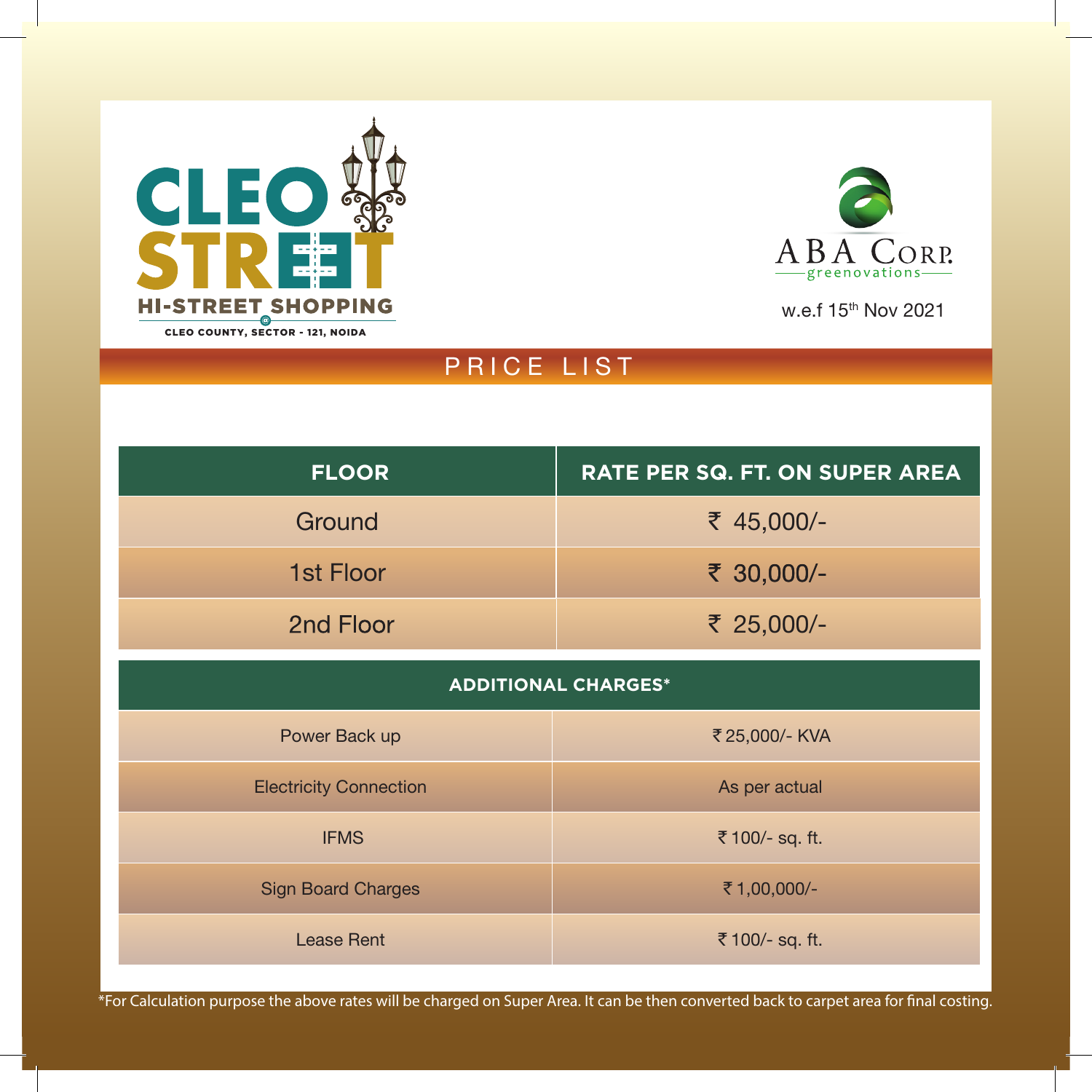# CLEO STREET

HI-STREET SHOPPING @ CLEO COUNTY, SECTOR - 121, NOIDA

ABA CORP. greenovations

w.e.f 15th Nov 2021

## PRICE LIST

| FLOOR | RATE PER SQ. FT. ON SUPER AREA |
|---|---|
| Ground | ₹ 45,000/- |
| 1st Floor | ₹ 30,000/- |
| 2nd Floor | ₹ 25,000/- |

| ADDITIONAL CHARGES* | |
|---|---|
| Power Back up | ₹ 25,000/- KVA |
| Electricity Connection | As per actual |
| IFMS | ₹ 100/- sq. ft. |
| Sign Board Charges | ₹ 1,00,000/- |
| Lease Rent | ₹ 100/- sq. ft. |

*For Calculation purpose the above rates will be charged on Super Area. It can be then converted back to carpet area for final costing.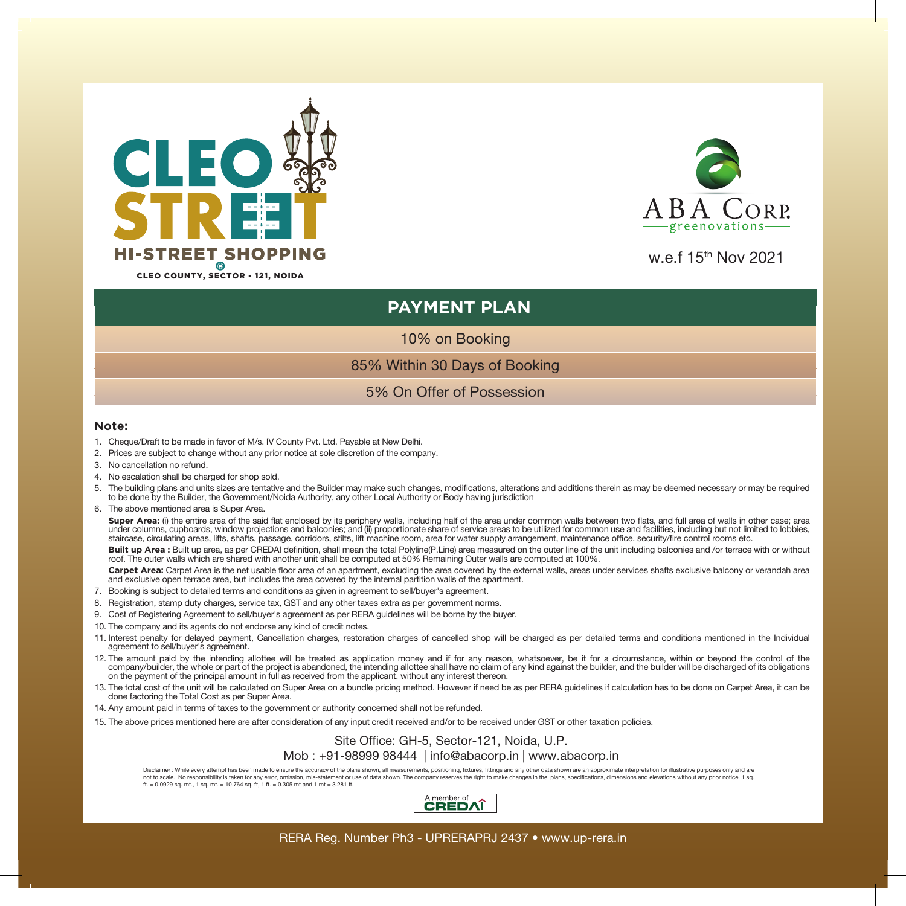CLEO STREET

HI-STREET SHOPPING

CLEO COUNTY, SECTOR - 121, NOIDA

ABA CORP.

greenovations

w.e.f 15th Nov 2021

## PAYMENT PLAN

10% on Booking

85% Within 30 Days of Booking

5% On Offer of Possession

**Note:**

1. Cheque/Draft to be made in favor of M/s. IV County Pvt. Ltd. Payable at New Delhi.
2. Prices are subject to change without any prior notice at sole discretion of the company.
3. No cancellation no refund.
4. No escalation shall be charged for shop sold.
5. The building plans and units sizes are tentative and the Builder may make such changes, modifications, alterations and additions therein as may be deemed necessary or may be required to be done by the Builder, the Government/Noida Authority, any other Local Authority or Body having jurisdiction
6. The above mentioned area is Super Area.

   **Super Area:** (i) the entire area of the said flat enclosed by its periphery walls, including half of the area under common walls between two flats, and full area of walls in other case; area under columns, cupboards, window projections and balconies; and (ii) proportionate share of service areas to be utilized for common use and facilities, including but not limited to lobbies, staircase, circulating areas, lifts, shafts, passage, corridors, stilts, lift machine room, area for water supply arrangement, maintenance office, security/fire control rooms etc.

   **Built up Area :** Built up area, as per CREDAI definition, shall mean the total Polyline(P.Line) area measured on the outer line of the unit including balconies and /or terrace with or without roof. The outer walls which are shared with another unit shall be computed at 50% Remaining Outer walls are computed at 100%.

   **Carpet Area:** Carpet Area is the net usable floor area of an apartment, excluding the area covered by the external walls, areas under services shafts exclusive balcony or verandah area and exclusive open terrace area, but includes the area covered by the internal partition walls of the apartment.
7. Booking is subject to detailed terms and conditions as given in agreement to sell/buyer's agreement.
8. Registration, stamp duty charges, service tax, GST and any other taxes extra as per government norms.
9. Cost of Registering Agreement to sell/buyer's agreement as per RERA guidelines will be borne by the buyer.
10. The company and its agents do not endorse any kind of credit notes.
11. Interest penalty for delayed payment, Cancellation charges, restoration charges of cancelled shop will be charged as per detailed terms and conditions mentioned in the Individual agreement to sell/buyer's agreement.
12. The amount paid by the intending allottee will be treated as application money and if for any reason, whatsoever, be it for a circumstance, within or beyond the control of the company/builder, the whole or part of the project is abandoned, the intending allottee shall have no claim of any kind against the builder, and the builder will be discharged of its obligations on the payment of the principal amount in full as received from the applicant, without any interest thereon.
13. The total cost of the unit will be calculated on Super Area on a bundle pricing method. However if need be as per RERA guidelines if calculation has to be done on Carpet Area, it can be done factoring the Total Cost as per Super Area.
14. Any amount paid in terms of taxes to the government or authority concerned shall not be refunded.
15. The above prices mentioned here are after consideration of any input credit received and/or to be received under GST or other taxation policies.

Site Office: GH-5, Sector-121, Noida, U.P.

Mob : +91-98999 98444 | info@abacorp.in | www.abacorp.in

Disclaimer : While every attempt has been made to ensure the accuracy of the plans shown, all measurements, positioning, fixtures, fittings and any other data shown are an approximate interpretation for illustrative purposes only and are not to scale. No responsibility is taken for any error, omission, mis-statement or use of data shown. The company reserves the right to make changes in the plans, specifications, dimensions and elevations without any prior notice. 1 sq. ft. = 0.0929 sq. mt., 1 sq. mt. = 10.764 sq. ft, 1 ft. = 0.305 mt and 1 mt = 3.281 ft.

A member of CREDAI

RERA Reg. Number Ph3 - UPRERAPRJ 2437 • www.up-rera.in